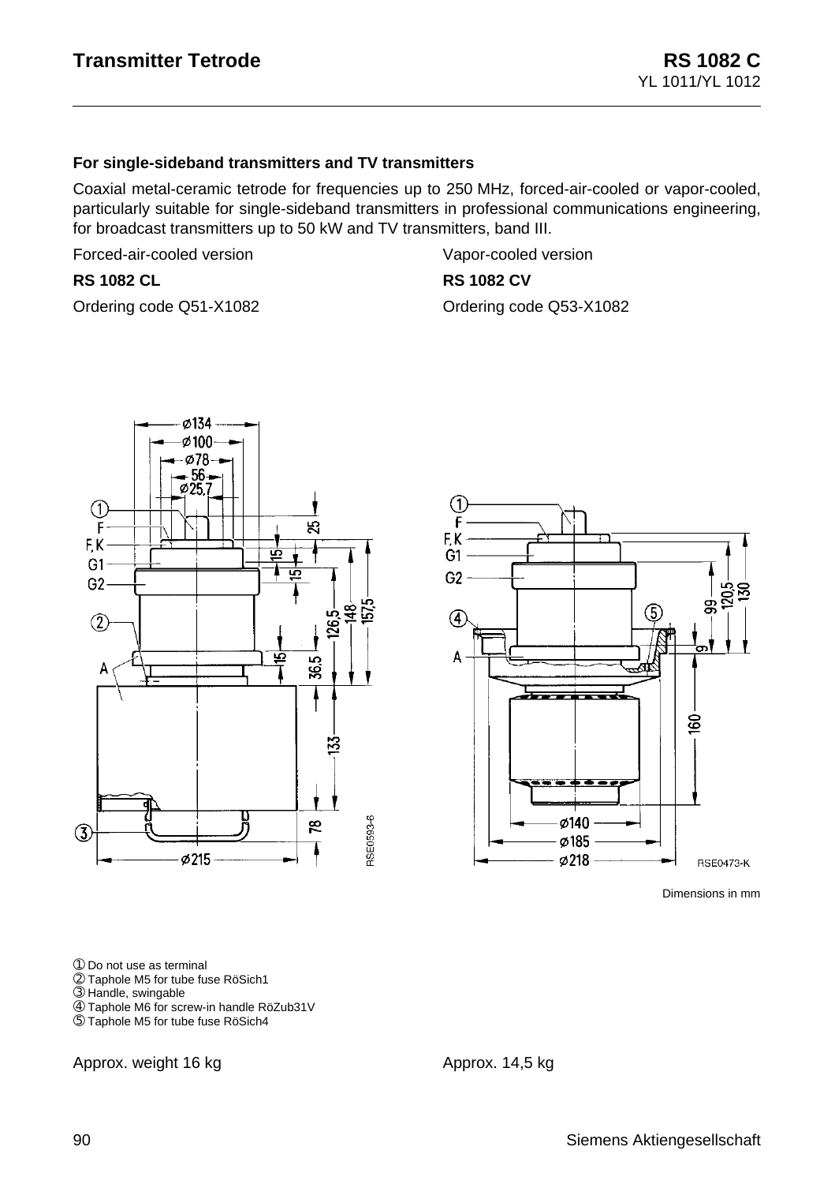# Transmitter Tetrode

**RS 1082 C**
YL 1011/YL 1012

**For single-sideband transmitters and TV transmitters**

Coaxial metal-ceramic tetrode for frequencies up to 250 MHz, forced-air-cooled or vapor-cooled, particularly suitable for single-sideband transmitters in professional communications engineering, for broadcast transmitters up to 50 kW and TV transmitters, band III.

Forced-air-cooled version

**RS 1082 CL**

Ordering code Q51-X1082

Vapor-cooled version

**RS 1082 CV**

Ordering code Q53-X1082

ø134
ø100
ø78
56
ø25,7
① F F,K G1 G2 ② A ③
25
15
15
126,5
148
157,5
15
36,5
133
78
ø215
RSE0593-6

① F F,K G1 G2 ④ A ⑤
99
120,5
130
9
160
ø140
ø185
ø218
RSE0473-K

Dimensions in mm

① Do not use as terminal
② Taphole M5 for tube fuse RöSich1
③ Handle, swingable
④ Taphole M6 for screw-in handle RöZub31V
⑤ Taphole M5 for tube fuse RöSich4

Approx. weight 16 kg

Approx. 14,5 kg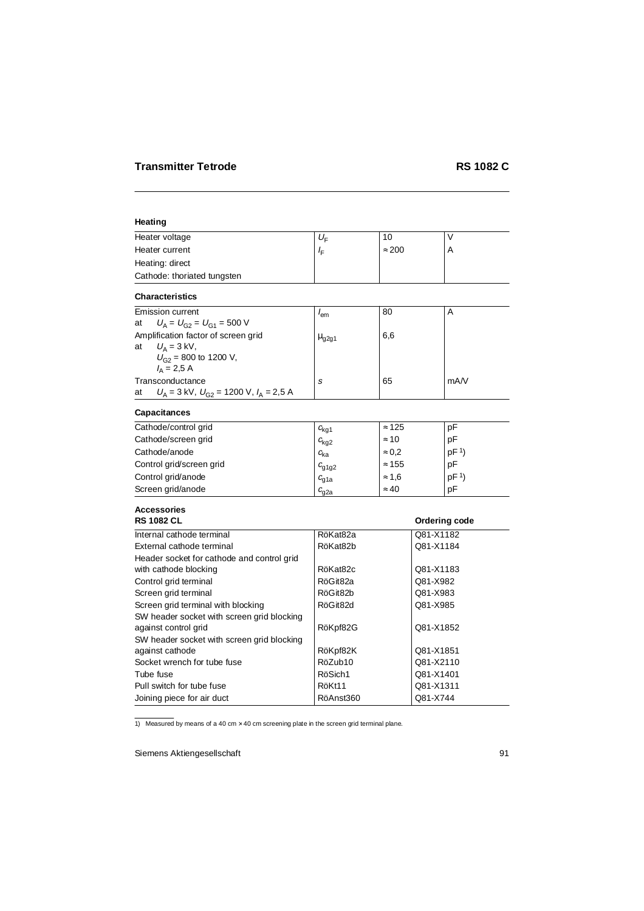# Transmitter Tetrode — RS 1082 C

## Heating

| | | | |
|---|---|---|---|
| Heater voltage | $U_F$ | 10 | V |
| Heater current | $I_F$ | ≈ 200 | A |
| Heating: direct | | | |
| Cathode: thoriated tungsten | | | |

## Characteristics

| | | | |
|---|---|---|---|
| Emission current at $U_A = U_{G2} = U_{G1} = 500$ V | $I_{em}$ | 80 | A |
| Amplification factor of screen grid at $U_A = 3$ kV, $U_{G2} = 800$ to 1200 V, $I_A = 2{,}5$ A | $\mu_{g2g1}$ | 6,6 | |
| Transconductance at $U_A = 3$ kV, $U_{G2} = 1200$ V, $I_A = 2{,}5$ A | $S$ | 65 | mA/V |

## Capacitances

| | | | |
|---|---|---|---|
| Cathode/control grid | $c_{kg1}$ | ≈ 125 | pF |
| Cathode/screen grid | $c_{kg2}$ | ≈ 10 | pF |
| Cathode/anode | $c_{ka}$ | ≈ 0,2 | pF [1] |
| Control grid/screen grid | $c_{g1g2}$ | ≈ 155 | pF |
| Control grid/anode | $c_{g1a}$ | ≈ 1,6 | pF [1] |
| Screen grid/anode | $c_{g2a}$ | ≈ 40 | pF |

## Accessories

| RS 1082 CL | | Ordering code |
|---|---|---|
| Internal cathode terminal | RöKat82a | Q81-X1182 |
| External cathode terminal | RöKat82b | Q81-X1184 |
| Header socket for cathode and control grid with cathode blocking | RöKat82c | Q81-X1183 |
| Control grid terminal | RöGit82a | Q81-X982 |
| Screen grid terminal | RöGit82b | Q81-X983 |
| Screen grid terminal with blocking | RöGit82d | Q81-X985 |
| SW header socket with screen grid blocking against control grid | RöKpf82G | Q81-X1852 |
| SW header socket with screen grid blocking against cathode | RöKpf82K | Q81-X1851 |
| Socket wrench for tube fuse | RöZub10 | Q81-X2110 |
| Tube fuse | RöSich1 | Q81-X1401 |
| Pull switch for tube fuse | RöKt11 | Q81-X1311 |
| Joining piece for air duct | RöAnst360 | Q81-X744 |

[1] Measured by means of a 40 cm × 40 cm screening plate in the screen grid terminal plane.

Siemens Aktiengesellschaft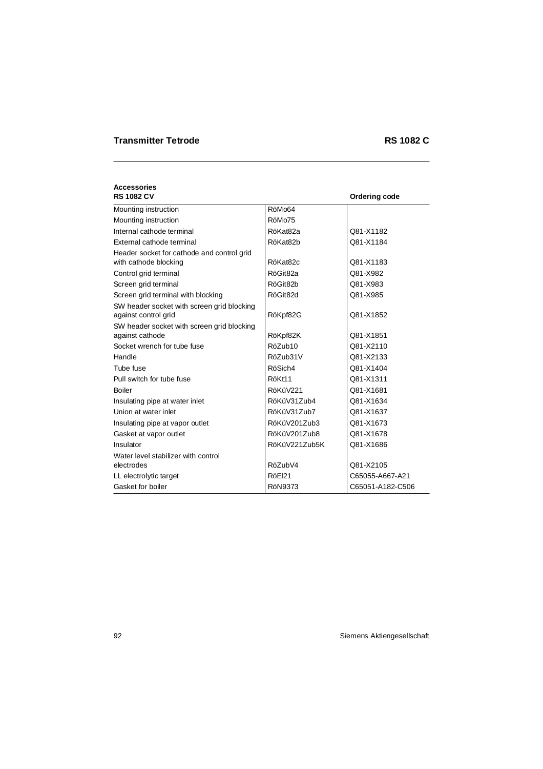# Transmitter Tetrode RS 1082 C

## Accessories

**RS 1082 CV**

| | | Ordering code |
|---|---|---|
| Mounting instruction | RöMo64 | |
| Mounting instruction | RöMo75 | |
| Internal cathode terminal | RöKat82a | Q81-X1182 |
| External cathode terminal | RöKat82b | Q81-X1184 |
| Header socket for cathode and control grid with cathode blocking | RöKat82c | Q81-X1183 |
| Control grid terminal | RöGit82a | Q81-X982 |
| Screen grid terminal | RöGit82b | Q81-X983 |
| Screen grid terminal with blocking | RöGit82d | Q81-X985 |
| SW header socket with screen grid blocking against control grid | RöKpf82G | Q81-X1852 |
| SW header socket with screen grid blocking against cathode | RöKpf82K | Q81-X1851 |
| Socket wrench for tube fuse | RöZub10 | Q81-X2110 |
| Handle | RöZub31V | Q81-X2133 |
| Tube fuse | RöSich4 | Q81-X1404 |
| Pull switch for tube fuse | RöKt11 | Q81-X1311 |
| Boiler | RöKüV221 | Q81-X1681 |
| Insulating pipe at water inlet | RöKüV31Zub4 | Q81-X1634 |
| Union at water inlet | RöKüV31Zub7 | Q81-X1637 |
| Insulating pipe at vapor outlet | RöKüV201Zub3 | Q81-X1673 |
| Gasket at vapor outlet | RöKüV201Zub8 | Q81-X1678 |
| Insulator | RöKüV221Zub5K | Q81-X1686 |
| Water level stabilizer with control electrodes | RöZubV4 | Q81-X2105 |
| LL electrolytic target | RöEl21 | C65055-A667-A21 |
| Gasket for boiler | RöN9373 | C65051-A182-C506 |

Siemens Aktiengesellschaft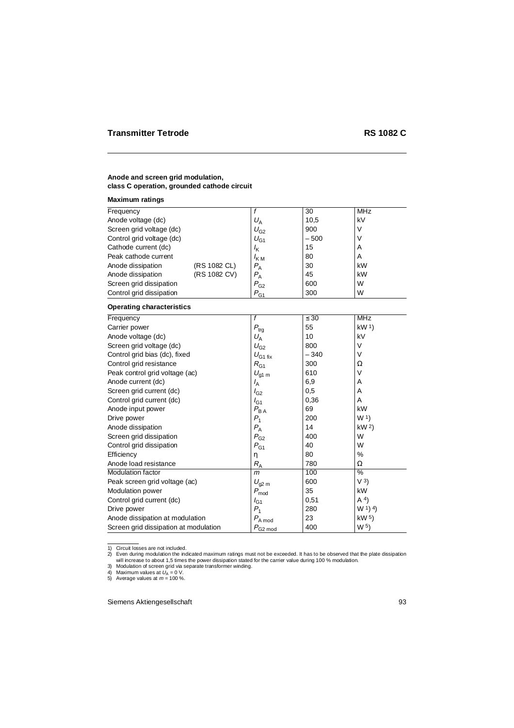## Transmitter Tetrode RS 1082 C

**Anode and screen grid modulation, class C operation, grounded cathode circuit**

**Maximum ratings**

| | | | |
|---|---|---|---|
| Frequency | $f$ | 30 | MHz |
| Anode voltage (dc) | $U_A$ | 10,5 | kV |
| Screen grid voltage (dc) | $U_{G2}$ | 900 | V |
| Control grid voltage (dc) | $U_{G1}$ | – 500 | V |
| Cathode current (dc) | $I_K$ | 15 | A |
| Peak cathode current | $I_{KM}$ | 80 | A |
| Anode dissipation (RS 1082 CL) | $P_A$ | 30 | kW |
| Anode dissipation (RS 1082 CV) | $P_A$ | 45 | kW |
| Screen grid dissipation | $P_{G2}$ | 600 | W |
| Control grid dissipation | $P_{G1}$ | 300 | W |

**Operating characteristics**

| | | | |
|---|---|---|---|
| Frequency | $f$ | ≤ 30 | MHz |
| Carrier power | $P_{trg}$ | 55 | kW [1] |
| Anode voltage (dc) | $U_A$ | 10 | kV |
| Screen grid voltage (dc) | $U_{G2}$ | 800 | V |
| Control grid bias (dc), fixed | $U_{G1\,fix}$ | – 340 | V |
| Control grid resistance | $R_{G1}$ | 300 | Ω |
| Peak control grid voltage (ac) | $U_{g1\,m}$ | 610 | V |
| Anode current (dc) | $I_A$ | 6,9 | A |
| Screen grid current (dc) | $I_{G2}$ | 0,5 | A |
| Control grid current (dc) | $I_{G1}$ | 0,36 | A |
| Anode input power | $P_{BA}$ | 69 | kW |
| Drive power | $P_1$ | 200 | W [1] |
| Anode dissipation | $P_A$ | 14 | kW [2] |
| Screen grid dissipation | $P_{G2}$ | 400 | W |
| Control grid dissipation | $P_{G1}$ | 40 | W |
| Efficiency | η | 80 | % |
| Anode load resistance | $R_A$ | 780 | Ω |
| Modulation factor | $m$ | 100 | % |
| Peak screen grid voltage (ac) | $U_{g2\,m}$ | 600 | V [3] |
| Modulation power | $P_{mod}$ | 35 | kW |
| Control grid current (dc) | $I_{G1}$ | 0,51 | A [4] |
| Drive power | $P_1$ | 280 | W [1] [4] |
| Anode dissipation at modulation | $P_{A\,mod}$ | 23 | kW [5] |
| Screen grid dissipation at modulation | $P_{G2\,mod}$ | 400 | W [5] |

1) Circuit losses are not included.
2) Even during modulation the indicated maximum ratings must not be exceeded. It has to be observed that the plate dissipation will increase to about 1,5 times the power dissipation stated for the carrier value during 100 % modulation.
3) Modulation of screen grid via separate transformer winding.
4) Maximum values at $U_A$ = 0 V.
5) Average values at $m$ = 100 %.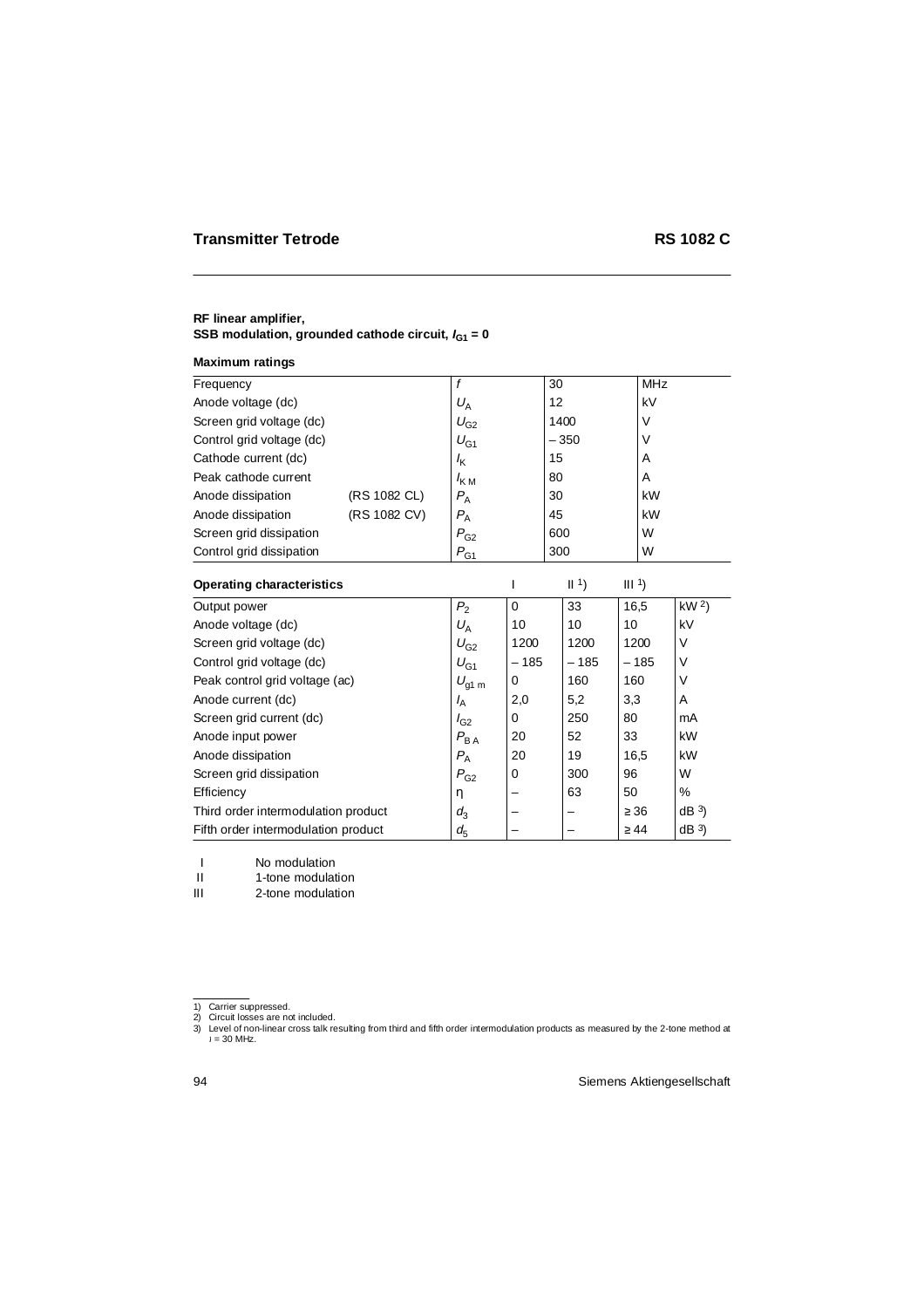**RF linear amplifier,**
**SSB modulation, grounded cathode circuit, $I_{G1} = 0$**

**Maximum ratings**

| | | | | |
|---|---|---|---|---|
| Frequency | | $f$ | 30 | MHz |
| Anode voltage (dc) | | $U_A$ | 12 | kV |
| Screen grid voltage (dc) | | $U_{G2}$ | 1400 | V |
| Control grid voltage (dc) | | $U_{G1}$ | – 350 | V |
| Cathode current (dc) | | $I_K$ | 15 | A |
| Peak cathode current | | $I_{KM}$ | 80 | A |
| Anode dissipation | (RS 1082 CL) | $P_A$ | 30 | kW |
| Anode dissipation | (RS 1082 CV) | $P_A$ | 45 | kW |
| Screen grid dissipation | | $P_{G2}$ | 600 | W |
| Control grid dissipation | | $P_{G1}$ | 300 | W |

| Operating characteristics | | I | II [1]) | III [1]) | |
|---|---|---|---|---|---|
| Output power | $P_2$ | 0 | 33 | 16,5 | kW [2]) |
| Anode voltage (dc) | $U_A$ | 10 | 10 | 10 | kV |
| Screen grid voltage (dc) | $U_{G2}$ | 1200 | 1200 | 1200 | V |
| Control grid voltage (dc) | $U_{G1}$ | – 185 | – 185 | – 185 | V |
| Peak control grid voltage (ac) | $U_{g1\,m}$ | 0 | 160 | 160 | V |
| Anode current (dc) | $I_A$ | 2,0 | 5,2 | 3,3 | A |
| Screen grid current (dc) | $I_{G2}$ | 0 | 250 | 80 | mA |
| Anode input power | $P_{BA}$ | 20 | 52 | 33 | kW |
| Anode dissipation | $P_A$ | 20 | 19 | 16,5 | kW |
| Screen grid dissipation | $P_{G2}$ | 0 | 300 | 96 | W |
| Efficiency | $\eta$ | – | 63 | 50 | % |
| Third order intermodulation product | $d_3$ | – | – | ≥ 36 | dB [3]) |
| Fifth order intermodulation product | $d_5$ | – | – | ≥ 44 | dB [3]) |

I No modulation
II 1-tone modulation
III 2-tone modulation

1) Carrier suppressed.
2) Circuit losses are not included.
3) Level of non-linear cross talk resulting from third and fifth order intermodulation products as measured by the 2-tone method at $f$ = 30 MHz.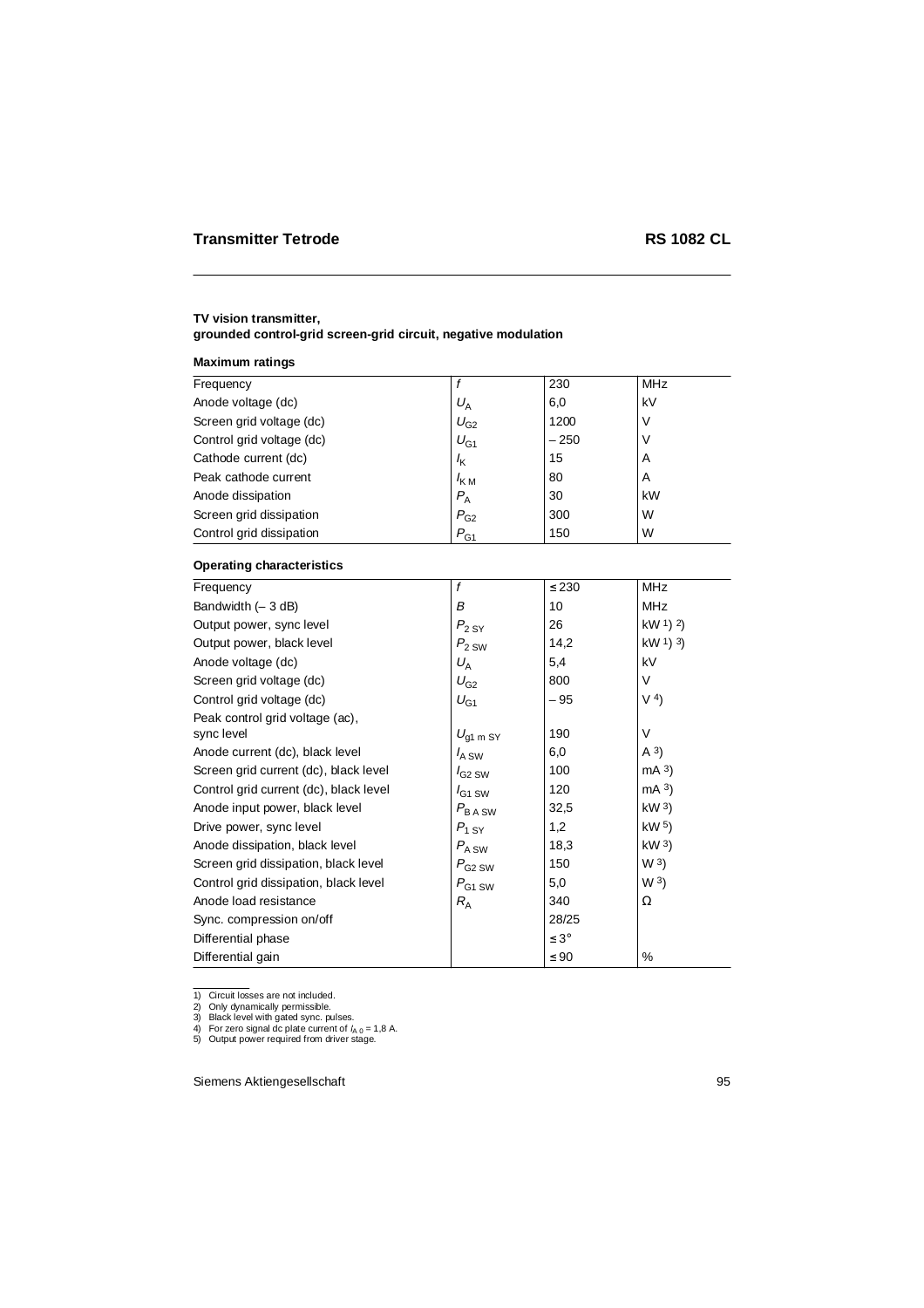## Transmitter Tetrode RS 1082 CL

### TV vision transmitter, grounded control-grid screen-grid circuit, negative modulation

**Maximum ratings**

| | | | |
|---|---|---|---|
| Frequency | $f$ | 230 | MHz |
| Anode voltage (dc) | $U_A$ | 6,0 | kV |
| Screen grid voltage (dc) | $U_{G2}$ | 1200 | V |
| Control grid voltage (dc) | $U_{G1}$ | – 250 | V |
| Cathode current (dc) | $I_K$ | 15 | A |
| Peak cathode current | $I_{KM}$ | 80 | A |
| Anode dissipation | $P_A$ | 30 | kW |
| Screen grid dissipation | $P_{G2}$ | 300 | W |
| Control grid dissipation | $P_{G1}$ | 150 | W |

**Operating characteristics**

| | | | |
|---|---|---|---|
| Frequency | $f$ | ≤ 230 | MHz |
| Bandwidth (– 3 dB) | $B$ | 10 | MHz |
| Output power, sync level | $P_{2\,SY}$ | 26 | kW [1] [2] |
| Output power, black level | $P_{2\,SW}$ | 14,2 | kW [1] [3] |
| Anode voltage (dc) | $U_A$ | 5,4 | kV |
| Screen grid voltage (dc) | $U_{G2}$ | 800 | V |
| Control grid voltage (dc) | $U_{G1}$ | – 95 | V [4] |
| Peak control grid voltage (ac), sync level | $U_{g1\,m\,SY}$ | 190 | V |
| Anode current (dc), black level | $I_{A\,SW}$ | 6,0 | A [3] |
| Screen grid current (dc), black level | $I_{G2\,SW}$ | 100 | mA [3] |
| Control grid current (dc), black level | $I_{G1\,SW}$ | 120 | mA [3] |
| Anode input power, black level | $P_{B\,A\,SW}$ | 32,5 | kW [3] |
| Drive power, sync level | $P_{1\,SY}$ | 1,2 | kW [5] |
| Anode dissipation, black level | $P_{A\,SW}$ | 18,3 | kW [3] |
| Screen grid dissipation, black level | $P_{G2\,SW}$ | 150 | W [3] |
| Control grid dissipation, black level | $P_{G1\,SW}$ | 5,0 | W [3] |
| Anode load resistance | $R_A$ | 340 | Ω |
| Sync. compression on/off | | 28/25 | |
| Differential phase | | ≤ 3° | |
| Differential gain | | ≤ 90 | % |

1) Circuit losses are not included.
2) Only dynamically permissible.
3) Black level with gated sync. pulses.
4) For zero signal dc plate current of $I_{A\,0}$ = 1,8 A.
5) Output power required from driver stage.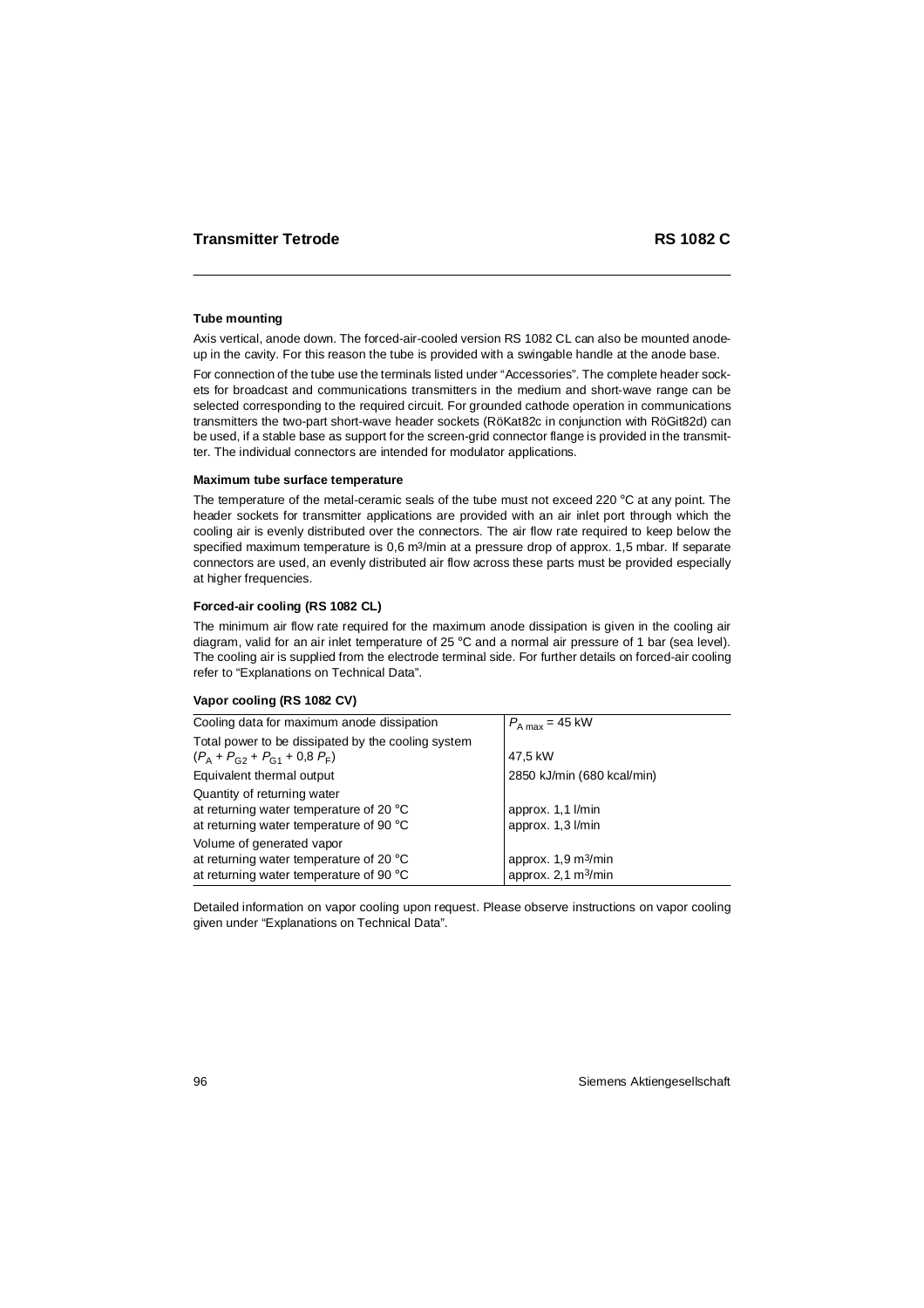#### Tube mounting

Axis vertical, anode down. The forced-air-cooled version RS 1082 CL can also be mounted anode-up in the cavity. For this reason the tube is provided with a swingable handle at the anode base.

For connection of the tube use the terminals listed under “Accessories”. The complete header sockets for broadcast and communications transmitters in the medium and short-wave range can be selected corresponding to the required circuit. For grounded cathode operation in communications transmitters the two-part short-wave header sockets (RöKat82c in conjunction with RöGit82d) can be used, if a stable base as support for the screen-grid connector flange is provided in the transmitter. The individual connectors are intended for modulator applications.

#### Maximum tube surface temperature

The temperature of the metal-ceramic seals of the tube must not exceed 220 °C at any point. The header sockets for transmitter applications are provided with an air inlet port through which the cooling air is evenly distributed over the connectors. The air flow rate required to keep below the specified maximum temperature is 0,6 $m^3$/min at a pressure drop of approx. 1,5 mbar. If separate connectors are used, an evenly distributed air flow across these parts must be provided especially at higher frequencies.

#### Forced-air cooling (RS 1082 CL)

The minimum air flow rate required for the maximum anode dissipation is given in the cooling air diagram, valid for an air inlet temperature of 25 °C and a normal air pressure of 1 bar (sea level). The cooling air is supplied from the electrode terminal side. For further details on forced-air cooling refer to “Explanations on Technical Data”.

#### Vapor cooling (RS 1082 CV)

| Cooling data for maximum anode dissipation | $P_{A\,max}$ = 45 kW |
|---|---|
| Total power to be dissipated by the cooling system ($P_A + P_{G2} + P_{G1} + 0{,}8\,P_F$) | 47,5 kW |
| Equivalent thermal output | 2850 kJ/min (680 kcal/min) |
| Quantity of returning water<br>at returning water temperature of 20 °C<br>at returning water temperature of 90 °C | <br>approx. 1,1 l/min<br>approx. 1,3 l/min |
| Volume of generated vapor<br>at returning water temperature of 20 °C<br>at returning water temperature of 90 °C | <br>approx. 1,9 $m^3$/min<br>approx. 2,1 $m^3$/min |

Detailed information on vapor cooling upon request. Please observe instructions on vapor cooling given under “Explanations on Technical Data”.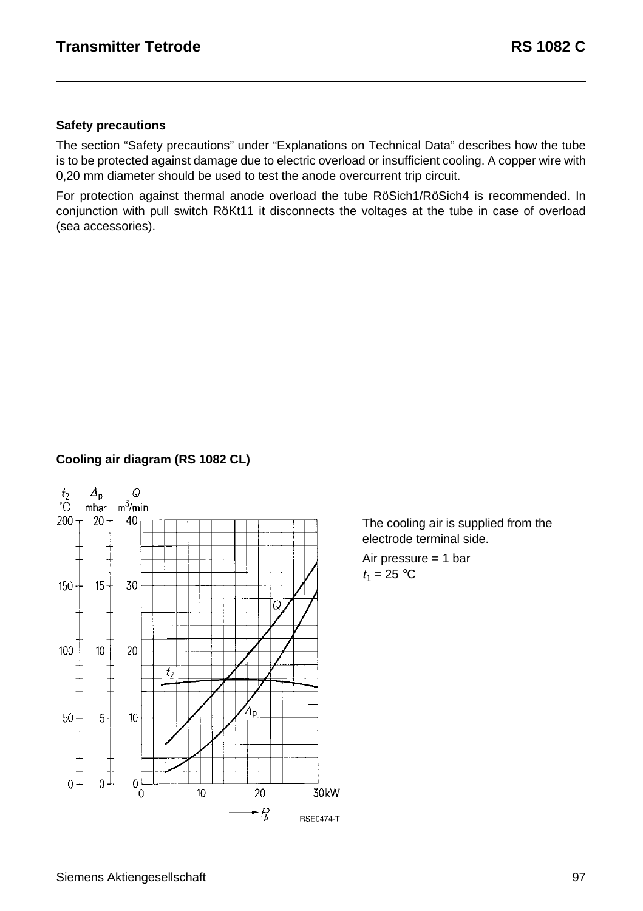## Safety precautions

The section “Safety precautions” under “Explanations on Technical Data” describes how the tube is to be protected against damage due to electric overload or insufficient cooling. A copper wire with 0,20 mm diameter should be used to test the anode overcurrent trip circuit.

For protection against thermal anode overload the tube RöSich1/RöSich4 is recommended. In conjunction with pull switch RöKt11 it disconnects the voltages at the tube in case of overload (sea accessories).

## Cooling air diagram (RS 1082 CL)

$t_2$ °C
$\Delta_p$ mbar
$Q$ m³/min

200, 150, 100, 50, 0
20, 15, 10, 5, 0
40, 30, 20, 10, 0

0, 10, 20, 30kW

$Q$
$t_2$
$\Delta_p$

→ $P_A$

RSE0474-T

The cooling air is supplied from the electrode terminal side.

Air pressure = 1 bar
$t_1$ = 25 °C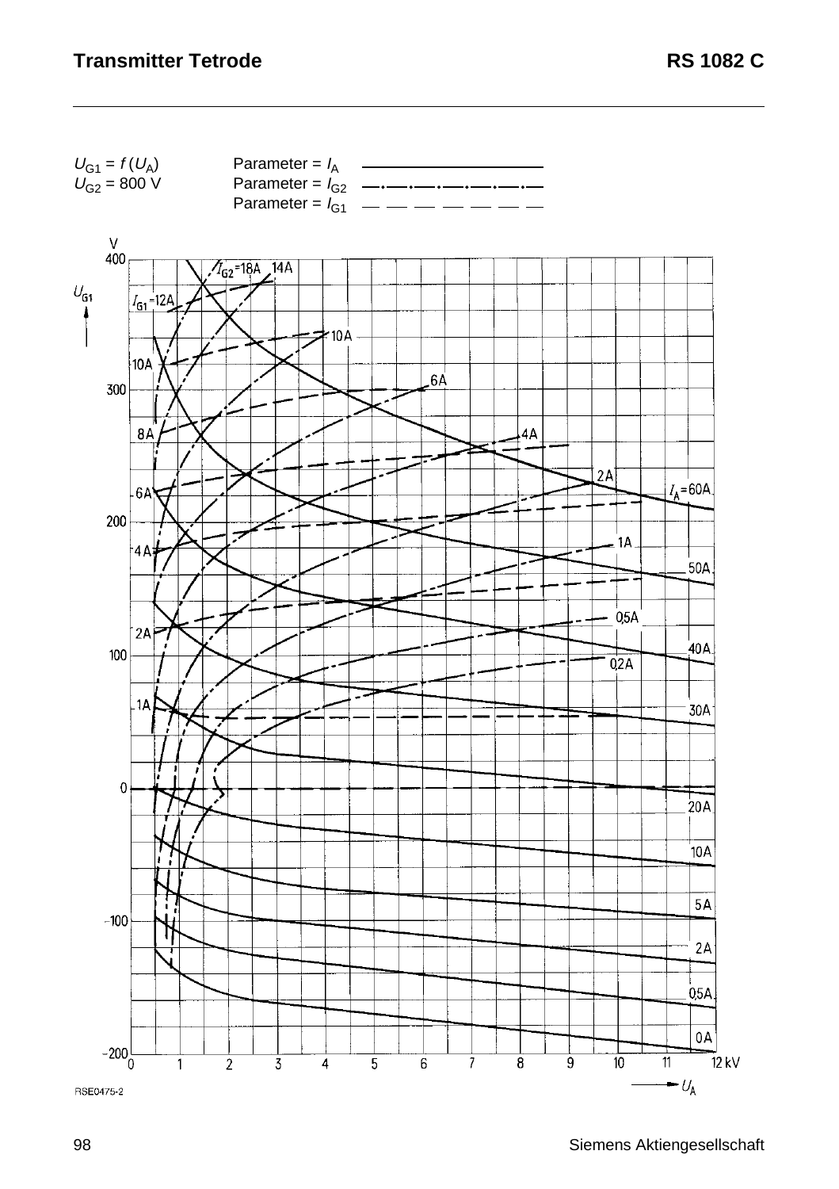$U_{G1} = f(U_A)$ Parameter = $I_A$ ————————

$U_{G2}$ = 800 V Parameter = $I_{G2}$ —·—·—·—·—

Parameter = $I_{G1}$ — — — — — —

V

400

$U_{G1}$

$I_{G2}$=18A 14A

$I_{G1}$=12A

10A

10A

6A

300

8A

4A

2A

$I_A$=60A

6A

200

1A

4A

50A

0,5A

2A

100

40A

0,2A

1A

30A

0

20A

10A

5A

−100

2A

0,5A

0A

−200

0 1 2 3 4 5 6 7 8 9 10 11 12 kV

$U_A$

RSE0475-2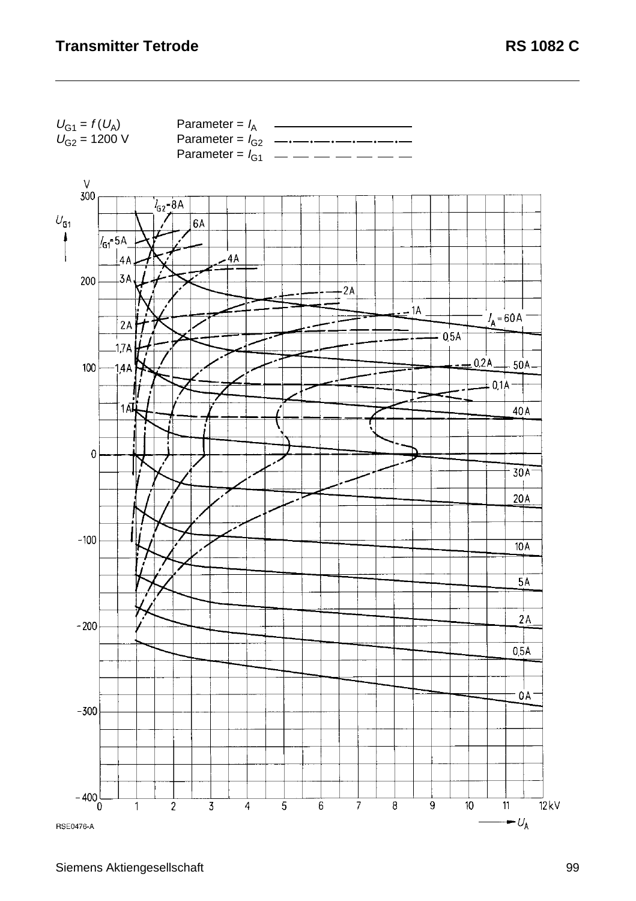## Transmitter Tetrode RS 1082 C

$U_{G1} = f(U_A)$

$U_{G2} = 1200$ V

Parameter = $I_A$

Parameter = $I_{G2}$

Parameter = $I_{G1}$

V

300

$U_{G1}$

200

100

0

–100

–200

–300

–400

0 1 2 3 4 5 6 7 8 9 10 11 12 kV

$U_A$

$I_{G2}$ = 8 A

6 A

4 A

2 A

1 A

0.5 A

0.2 A

0.1 A

$I_{G1}$ = 5 A

4 A

3 A

2 A

1,7 A

1,4 A

1 A

$I_A$ = 60 A

50 A

40 A

30 A

20 A

10 A

5 A

2 A

0,5 A

0 A

RSE0476-A

Siemens Aktiengesellschaft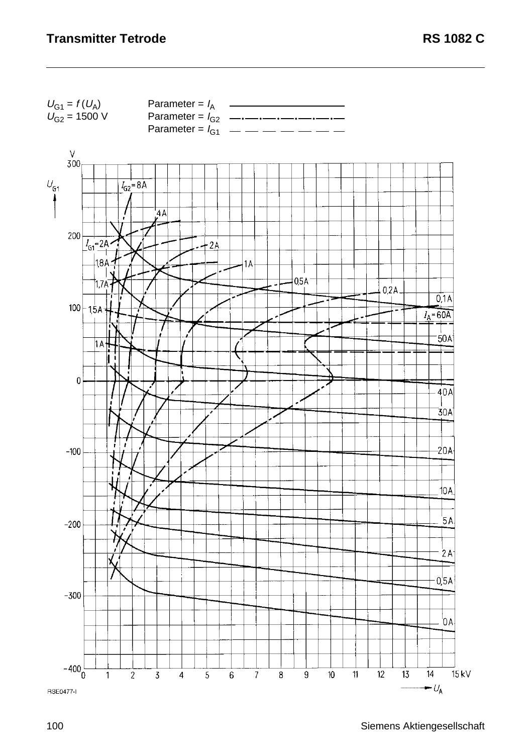$U_{G1} = f(U_A)$

$U_{G2}$ = 1500 V

Parameter = $I_A$

Parameter = $I_{G2}$

Parameter = $I_{G1}$

V

300

$U_{G1}$

200

100

0

–100

–200

–300

–400

$I_{G2}$ = 8 A

4 A

$I_{G1}$ = 2 A

2 A

1,8 A

1 A

1,7 A

0,5 A

0,2 A

1,5 A

0,1 A

$I_A$ = 60 A

50 A

1 A

40 A

30 A

20 A

10 A

5 A

2 A

0,5 A

0 A

0 1 2 3 4 5 6 7 8 9 10 11 12 13 14 15 kV

$U_A$

RSE0477-I